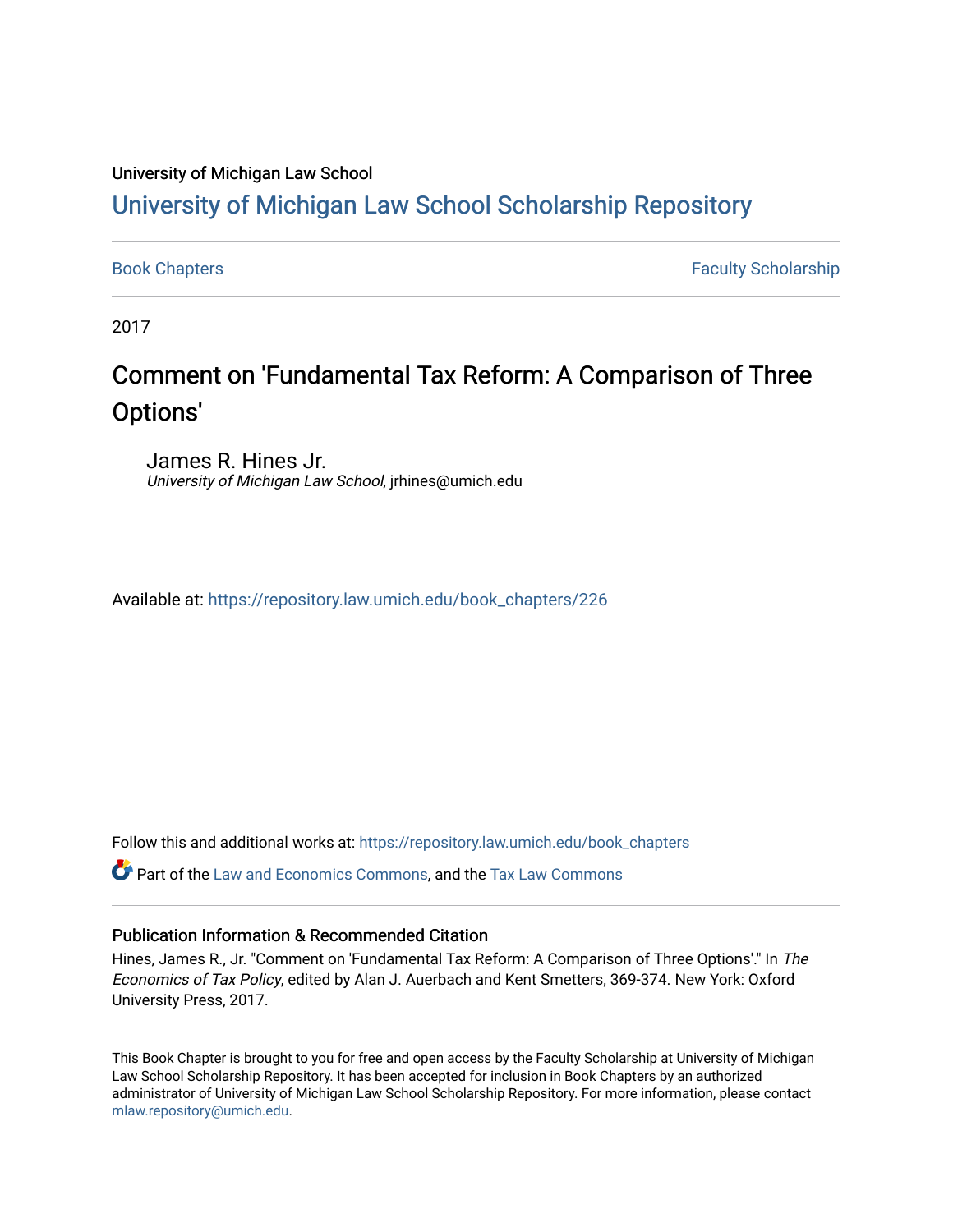University of Michigan Law School

## University of Michigan Law School Scholarship Repository

Book Chapters | Faculty Scholarship

2017

# Comment on 'Fundamental Tax Reform: A Comparison of Three Options'

James R. Hines Jr.
*University of Michigan Law School*, jrhines@umich.edu

Available at: https://repository.law.umich.edu/book_chapters/226

Follow this and additional works at: https://repository.law.umich.edu/book_chapters

Part of the Law and Economics Commons, and the Tax Law Commons

### Publication Information & Recommended Citation

Hines, James R., Jr. "Comment on 'Fundamental Tax Reform: A Comparison of Three Options'." In *The Economics of Tax Policy*, edited by Alan J. Auerbach and Kent Smetters, 369-374. New York: Oxford University Press, 2017.

This Book Chapter is brought to you for free and open access by the Faculty Scholarship at University of Michigan Law School Scholarship Repository. It has been accepted for inclusion in Book Chapters by an authorized administrator of University of Michigan Law School Scholarship Repository. For more information, please contact mlaw.repository@umich.edu.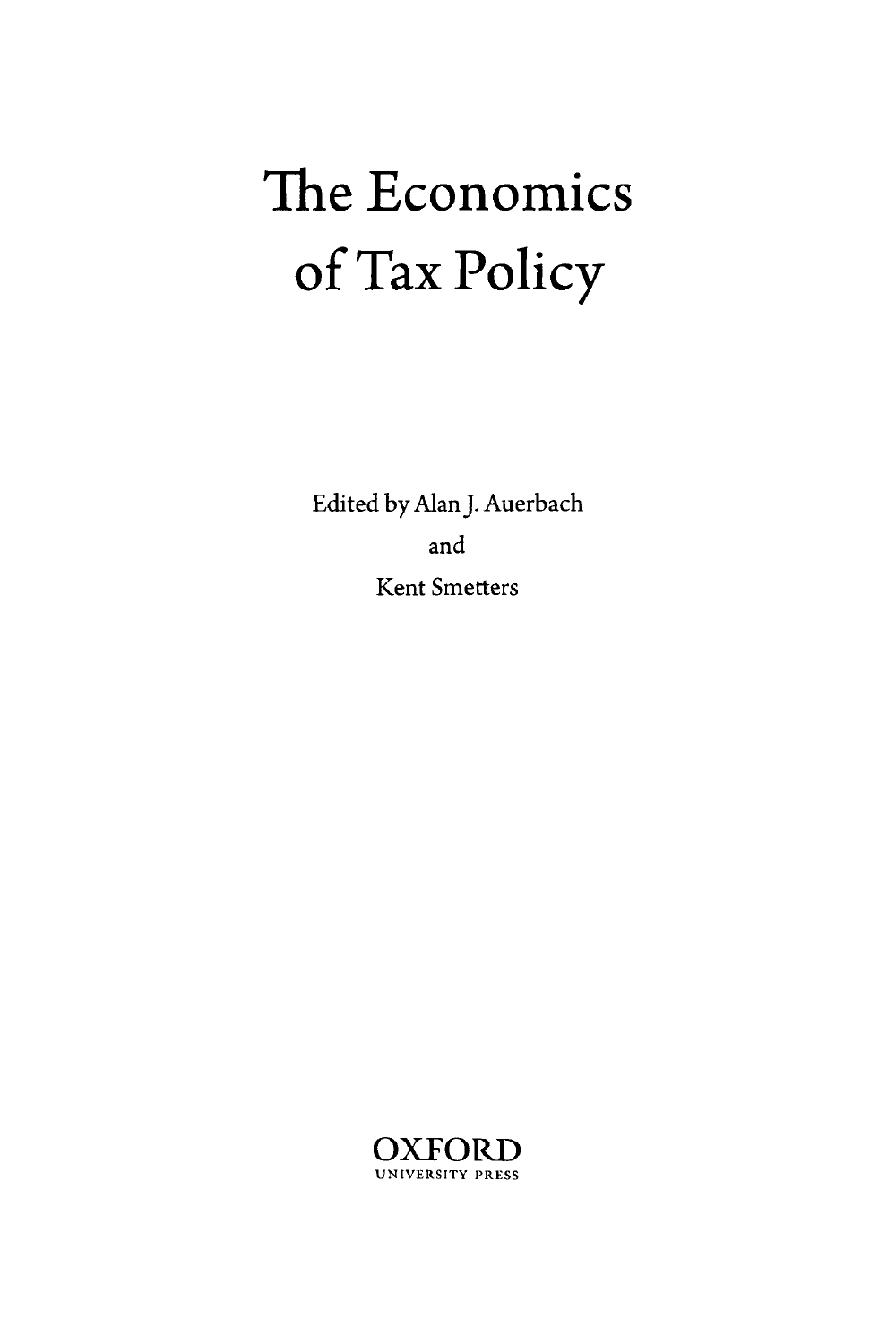# The Economics of Tax Policy

Edited by Alan J. Auerbach

and

Kent Smetters

OXFORD

UNIVERSITY PRESS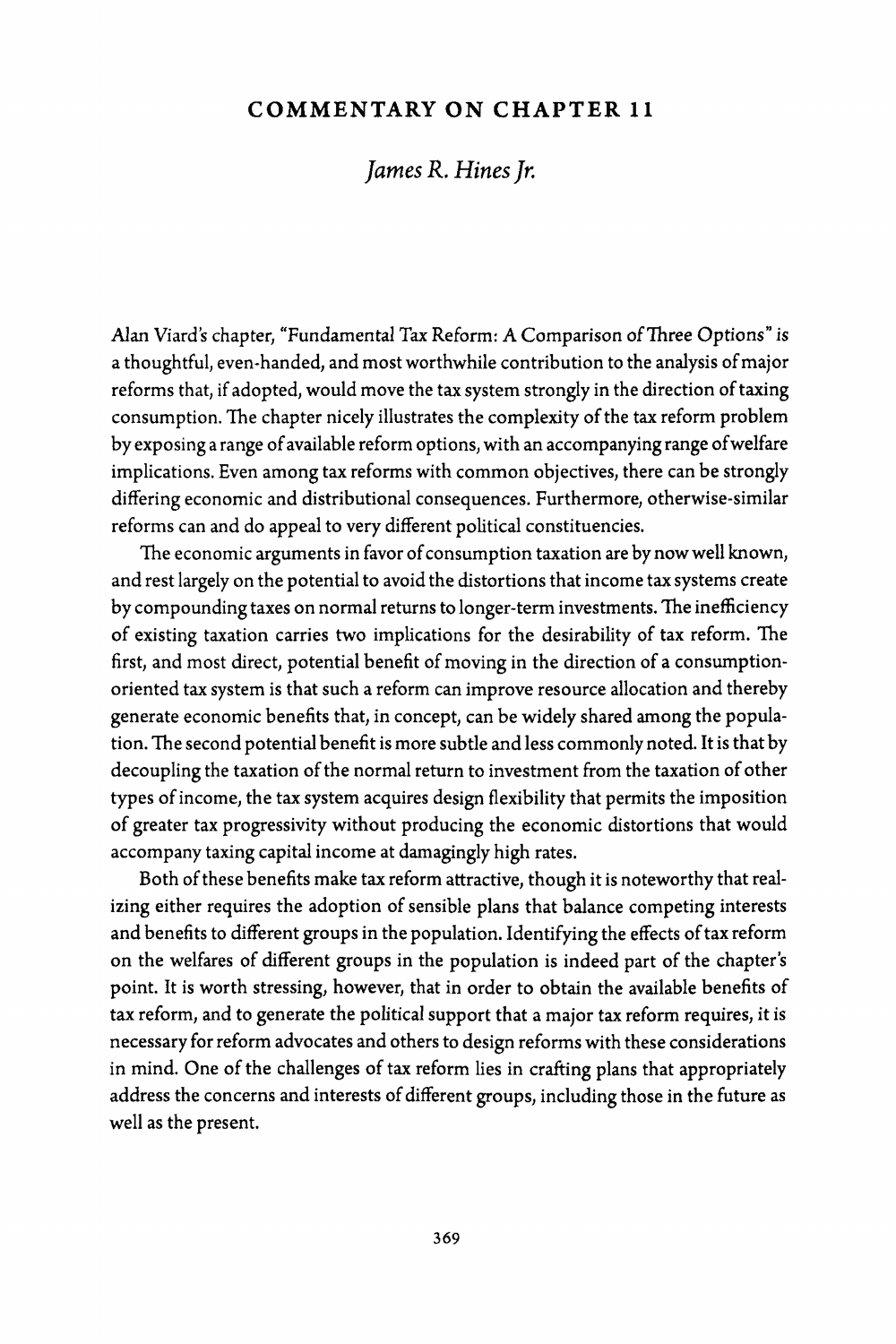# COMMENTARY ON CHAPTER 11

*James R. Hines Jr.*

Alan Viard's chapter, "Fundamental Tax Reform: A Comparison of Three Options" is a thoughtful, even-handed, and most worthwhile contribution to the analysis of major reforms that, if adopted, would move the tax system strongly in the direction of taxing consumption. The chapter nicely illustrates the complexity of the tax reform problem by exposing a range of available reform options, with an accompanying range of welfare implications. Even among tax reforms with common objectives, there can be strongly differing economic and distributional consequences. Furthermore, otherwise-similar reforms can and do appeal to very different political constituencies.

The economic arguments in favor of consumption taxation are by now well known, and rest largely on the potential to avoid the distortions that income tax systems create by compounding taxes on normal returns to longer-term investments. The inefficiency of existing taxation carries two implications for the desirability of tax reform. The first, and most direct, potential benefit of moving in the direction of a consumption-oriented tax system is that such a reform can improve resource allocation and thereby generate economic benefits that, in concept, can be widely shared among the population. The second potential benefit is more subtle and less commonly noted. It is that by decoupling the taxation of the normal return to investment from the taxation of other types of income, the tax system acquires design flexibility that permits the imposition of greater tax progressivity without producing the economic distortions that would accompany taxing capital income at damagingly high rates.

Both of these benefits make tax reform attractive, though it is noteworthy that realizing either requires the adoption of sensible plans that balance competing interests and benefits to different groups in the population. Identifying the effects of tax reform on the welfares of different groups in the population is indeed part of the chapter's point. It is worth stressing, however, that in order to obtain the available benefits of tax reform, and to generate the political support that a major tax reform requires, it is necessary for reform advocates and others to design reforms with these considerations in mind. One of the challenges of tax reform lies in crafting plans that appropriately address the concerns and interests of different groups, including those in the future as well as the present.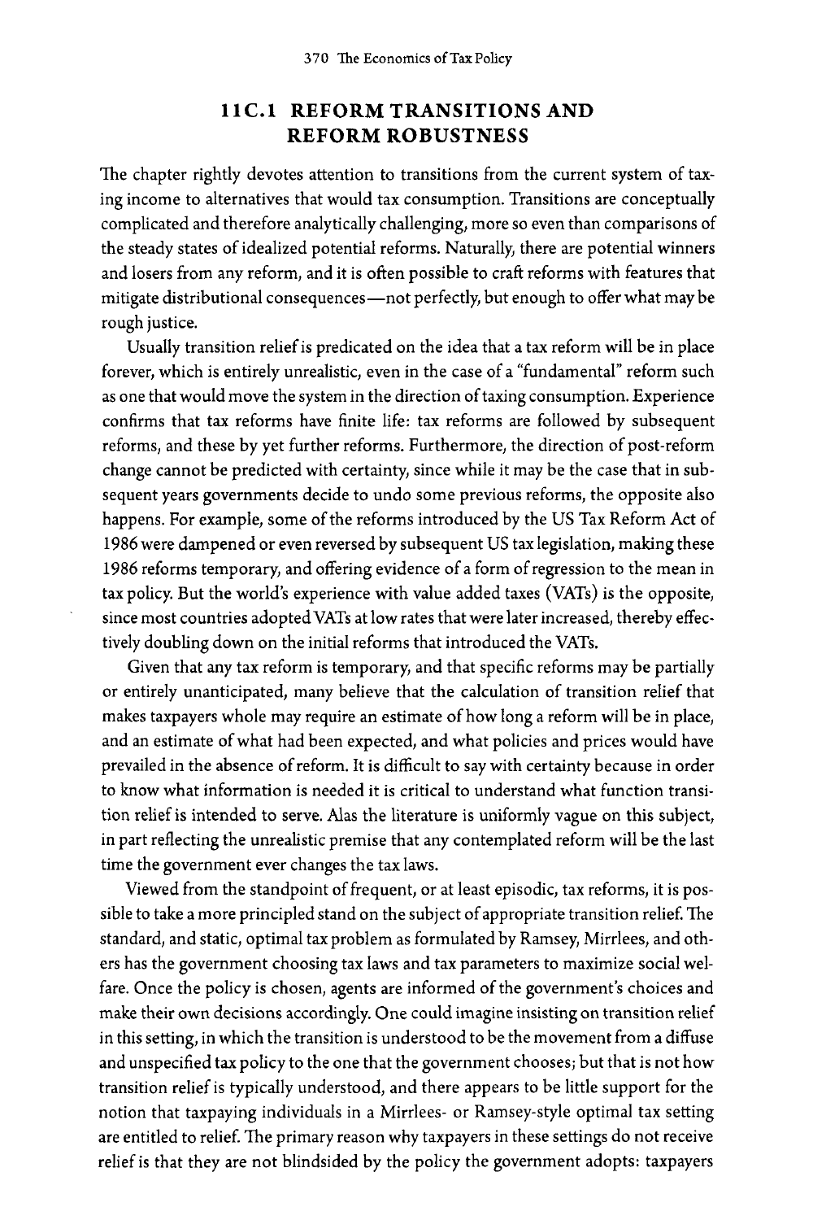## 11C.1 REFORM TRANSITIONS AND REFORM ROBUSTNESS

The chapter rightly devotes attention to transitions from the current system of taxing income to alternatives that would tax consumption. Transitions are conceptually complicated and therefore analytically challenging, more so even than comparisons of the steady states of idealized potential reforms. Naturally, there are potential winners and losers from any reform, and it is often possible to craft reforms with features that mitigate distributional consequences—not perfectly, but enough to offer what may be rough justice.

Usually transition relief is predicated on the idea that a tax reform will be in place forever, which is entirely unrealistic, even in the case of a "fundamental" reform such as one that would move the system in the direction of taxing consumption. Experience confirms that tax reforms have finite life: tax reforms are followed by subsequent reforms, and these by yet further reforms. Furthermore, the direction of post-reform change cannot be predicted with certainty, since while it may be the case that in subsequent years governments decide to undo some previous reforms, the opposite also happens. For example, some of the reforms introduced by the US Tax Reform Act of 1986 were dampened or even reversed by subsequent US tax legislation, making these 1986 reforms temporary, and offering evidence of a form of regression to the mean in tax policy. But the world's experience with value added taxes (VATs) is the opposite, since most countries adopted VATs at low rates that were later increased, thereby effectively doubling down on the initial reforms that introduced the VATs.

Given that any tax reform is temporary, and that specific reforms may be partially or entirely unanticipated, many believe that the calculation of transition relief that makes taxpayers whole may require an estimate of how long a reform will be in place, and an estimate of what had been expected, and what policies and prices would have prevailed in the absence of reform. It is difficult to say with certainty because in order to know what information is needed it is critical to understand what function transition relief is intended to serve. Alas the literature is uniformly vague on this subject, in part reflecting the unrealistic premise that any contemplated reform will be the last time the government ever changes the tax laws.

Viewed from the standpoint of frequent, or at least episodic, tax reforms, it is possible to take a more principled stand on the subject of appropriate transition relief. The standard, and static, optimal tax problem as formulated by Ramsey, Mirrlees, and others has the government choosing tax laws and tax parameters to maximize social welfare. Once the policy is chosen, agents are informed of the government's choices and make their own decisions accordingly. One could imagine insisting on transition relief in this setting, in which the transition is understood to be the movement from a diffuse and unspecified tax policy to the one that the government chooses; but that is not how transition relief is typically understood, and there appears to be little support for the notion that taxpaying individuals in a Mirrlees- or Ramsey-style optimal tax setting are entitled to relief. The primary reason why taxpayers in these settings do not receive relief is that they are not blindsided by the policy the government adopts: taxpayers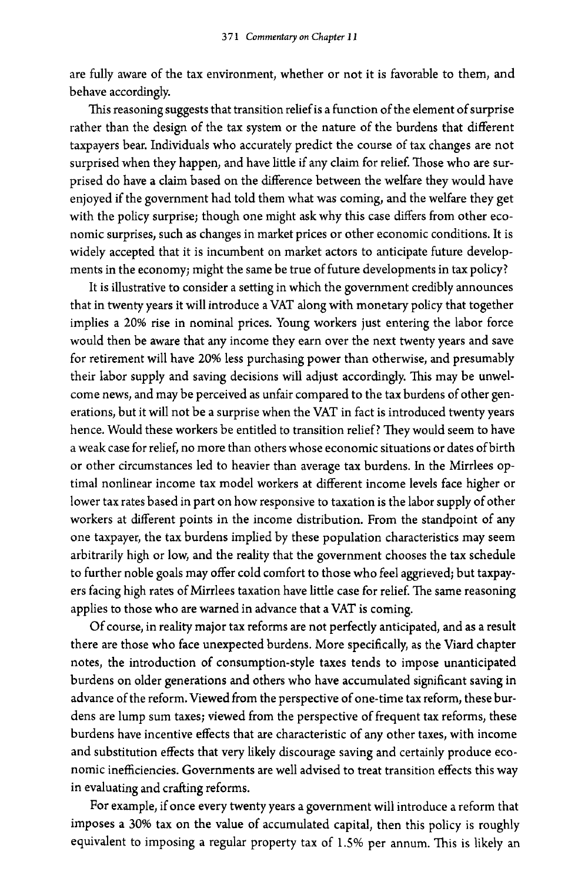are fully aware of the tax environment, whether or not it is favorable to them, and behave accordingly.

This reasoning suggests that transition relief is a function of the element of surprise rather than the design of the tax system or the nature of the burdens that different taxpayers bear. Individuals who accurately predict the course of tax changes are not surprised when they happen, and have little if any claim for relief. Those who are surprised do have a claim based on the difference between the welfare they would have enjoyed if the government had told them what was coming, and the welfare they get with the policy surprise; though one might ask why this case differs from other economic surprises, such as changes in market prices or other economic conditions. It is widely accepted that it is incumbent on market actors to anticipate future developments in the economy; might the same be true of future developments in tax policy?

It is illustrative to consider a setting in which the government credibly announces that in twenty years it will introduce a VAT along with monetary policy that together implies a 20% rise in nominal prices. Young workers just entering the labor force would then be aware that any income they earn over the next twenty years and save for retirement will have 20% less purchasing power than otherwise, and presumably their labor supply and saving decisions will adjust accordingly. This may be unwelcome news, and may be perceived as unfair compared to the tax burdens of other generations, but it will not be a surprise when the VAT in fact is introduced twenty years hence. Would these workers be entitled to transition relief? They would seem to have a weak case for relief, no more than others whose economic situations or dates of birth or other circumstances led to heavier than average tax burdens. In the Mirrlees optimal nonlinear income tax model workers at different income levels face higher or lower tax rates based in part on how responsive to taxation is the labor supply of other workers at different points in the income distribution. From the standpoint of any one taxpayer, the tax burdens implied by these population characteristics may seem arbitrarily high or low, and the reality that the government chooses the tax schedule to further noble goals may offer cold comfort to those who feel aggrieved; but taxpayers facing high rates of Mirrlees taxation have little case for relief. The same reasoning applies to those who are warned in advance that a VAT is coming.

Of course, in reality major tax reforms are not perfectly anticipated, and as a result there are those who face unexpected burdens. More specifically, as the Viard chapter notes, the introduction of consumption-style taxes tends to impose unanticipated burdens on older generations and others who have accumulated significant saving in advance of the reform. Viewed from the perspective of one-time tax reform, these burdens are lump sum taxes; viewed from the perspective of frequent tax reforms, these burdens have incentive effects that are characteristic of any other taxes, with income and substitution effects that very likely discourage saving and certainly produce economic inefficiencies. Governments are well advised to treat transition effects this way in evaluating and crafting reforms.

For example, if once every twenty years a government will introduce a reform that imposes a 30% tax on the value of accumulated capital, then this policy is roughly equivalent to imposing a regular property tax of 1.5% per annum. This is likely an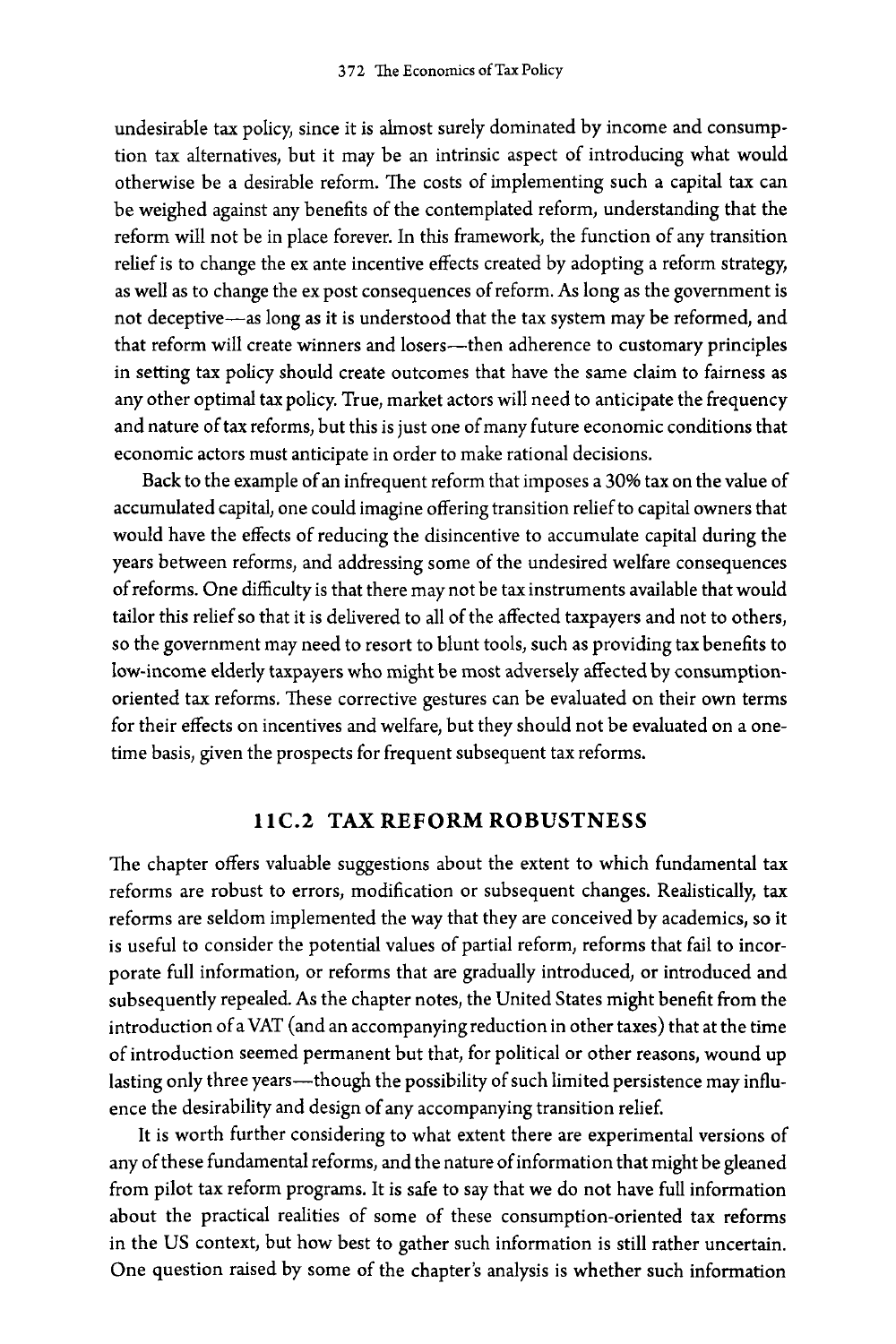undesirable tax policy, since it is almost surely dominated by income and consumption tax alternatives, but it may be an intrinsic aspect of introducing what would otherwise be a desirable reform. The costs of implementing such a capital tax can be weighed against any benefits of the contemplated reform, understanding that the reform will not be in place forever. In this framework, the function of any transition relief is to change the ex ante incentive effects created by adopting a reform strategy, as well as to change the ex post consequences of reform. As long as the government is not deceptive—as long as it is understood that the tax system may be reformed, and that reform will create winners and losers—then adherence to customary principles in setting tax policy should create outcomes that have the same claim to fairness as any other optimal tax policy. True, market actors will need to anticipate the frequency and nature of tax reforms, but this is just one of many future economic conditions that economic actors must anticipate in order to make rational decisions.

Back to the example of an infrequent reform that imposes a 30% tax on the value of accumulated capital, one could imagine offering transition relief to capital owners that would have the effects of reducing the disincentive to accumulate capital during the years between reforms, and addressing some of the undesired welfare consequences of reforms. One difficulty is that there may not be tax instruments available that would tailor this relief so that it is delivered to all of the affected taxpayers and not to others, so the government may need to resort to blunt tools, such as providing tax benefits to low-income elderly taxpayers who might be most adversely affected by consumption-oriented tax reforms. These corrective gestures can be evaluated on their own terms for their effects on incentives and welfare, but they should not be evaluated on a one-time basis, given the prospects for frequent subsequent tax reforms.

## 11C.2 TAX REFORM ROBUSTNESS

The chapter offers valuable suggestions about the extent to which fundamental tax reforms are robust to errors, modification or subsequent changes. Realistically, tax reforms are seldom implemented the way that they are conceived by academics, so it is useful to consider the potential values of partial reform, reforms that fail to incorporate full information, or reforms that are gradually introduced, or introduced and subsequently repealed. As the chapter notes, the United States might benefit from the introduction of a VAT (and an accompanying reduction in other taxes) that at the time of introduction seemed permanent but that, for political or other reasons, wound up lasting only three years—though the possibility of such limited persistence may influence the desirability and design of any accompanying transition relief.

It is worth further considering to what extent there are experimental versions of any of these fundamental reforms, and the nature of information that might be gleaned from pilot tax reform programs. It is safe to say that we do not have full information about the practical realities of some of these consumption-oriented tax reforms in the US context, but how best to gather such information is still rather uncertain. One question raised by some of the chapter's analysis is whether such information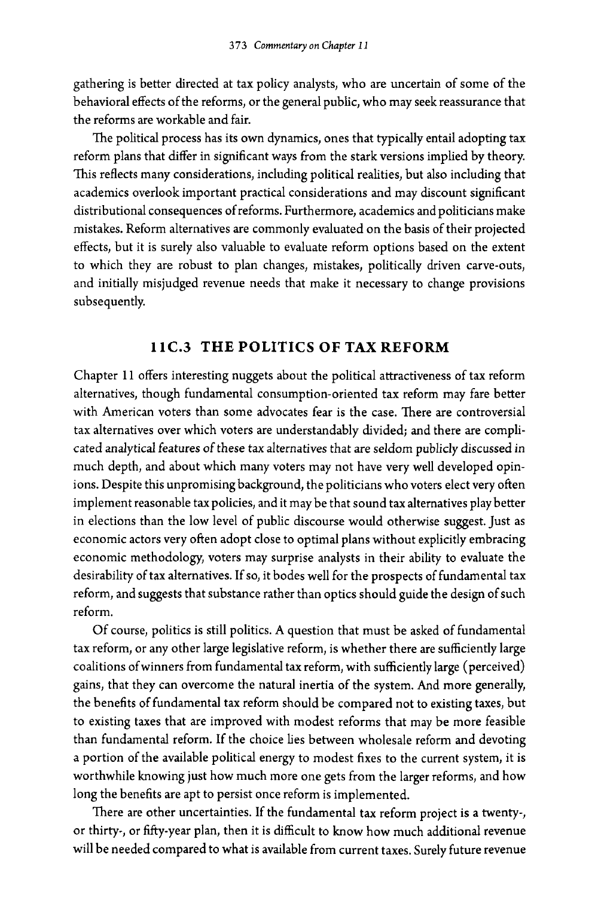gathering is better directed at tax policy analysts, who are uncertain of some of the behavioral effects of the reforms, or the general public, who may seek reassurance that the reforms are workable and fair.

The political process has its own dynamics, ones that typically entail adopting tax reform plans that differ in significant ways from the stark versions implied by theory. This reflects many considerations, including political realities, but also including that academics overlook important practical considerations and may discount significant distributional consequences of reforms. Furthermore, academics and politicians make mistakes. Reform alternatives are commonly evaluated on the basis of their projected effects, but it is surely also valuable to evaluate reform options based on the extent to which they are robust to plan changes, mistakes, politically driven carve-outs, and initially misjudged revenue needs that make it necessary to change provisions subsequently.

## 11C.3 THE POLITICS OF TAX REFORM

Chapter 11 offers interesting nuggets about the political attractiveness of tax reform alternatives, though fundamental consumption-oriented tax reform may fare better with American voters than some advocates fear is the case. There are controversial tax alternatives over which voters are understandably divided; and there are complicated analytical features of these tax alternatives that are seldom publicly discussed in much depth, and about which many voters may not have very well developed opinions. Despite this unpromising background, the politicians who voters elect very often implement reasonable tax policies, and it may be that sound tax alternatives play better in elections than the low level of public discourse would otherwise suggest. Just as economic actors very often adopt close to optimal plans without explicitly embracing economic methodology, voters may surprise analysts in their ability to evaluate the desirability of tax alternatives. If so, it bodes well for the prospects of fundamental tax reform, and suggests that substance rather than optics should guide the design of such reform.

Of course, politics is still politics. A question that must be asked of fundamental tax reform, or any other large legislative reform, is whether there are sufficiently large coalitions of winners from fundamental tax reform, with sufficiently large (perceived) gains, that they can overcome the natural inertia of the system. And more generally, the benefits of fundamental tax reform should be compared not to existing taxes, but to existing taxes that are improved with modest reforms that may be more feasible than fundamental reform. If the choice lies between wholesale reform and devoting a portion of the available political energy to modest fixes to the current system, it is worthwhile knowing just how much more one gets from the larger reforms, and how long the benefits are apt to persist once reform is implemented.

There are other uncertainties. If the fundamental tax reform project is a twenty-, or thirty-, or fifty-year plan, then it is difficult to know how much additional revenue will be needed compared to what is available from current taxes. Surely future revenue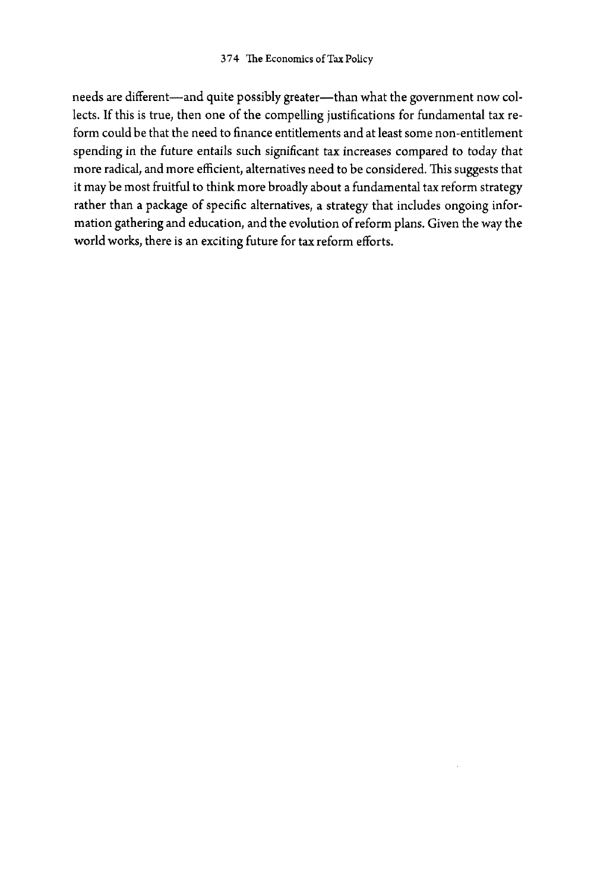needs are different—and quite possibly greater—than what the government now collects. If this is true, then one of the compelling justifications for fundamental tax reform could be that the need to finance entitlements and at least some non-entitlement spending in the future entails such significant tax increases compared to today that more radical, and more efficient, alternatives need to be considered. This suggests that it may be most fruitful to think more broadly about a fundamental tax reform strategy rather than a package of specific alternatives, a strategy that includes ongoing information gathering and education, and the evolution of reform plans. Given the way the world works, there is an exciting future for tax reform efforts.